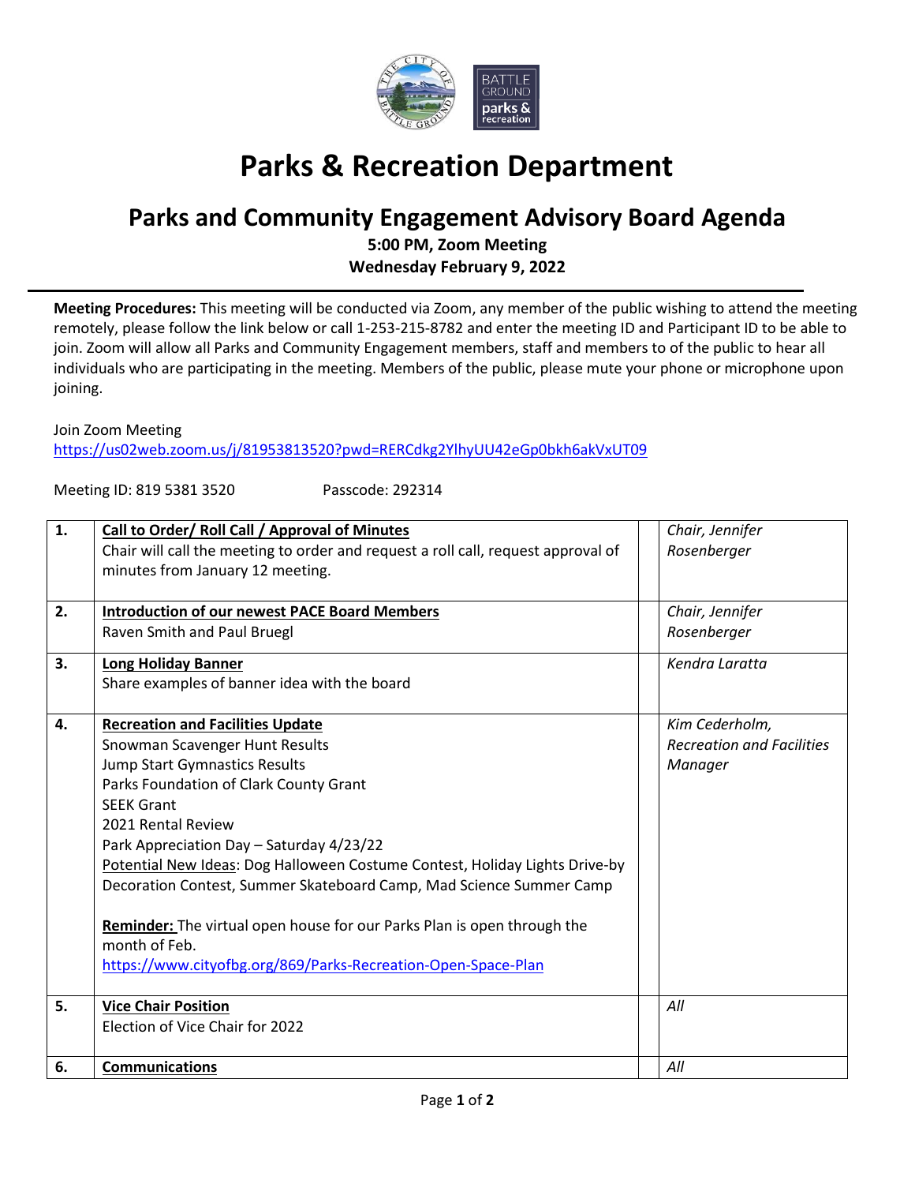# Parks & Recreation Department

## Parks and Community Engagement Advisory Board Agenda

**5:00 PM, Zoom Meeting**
**Wednesday February 9, 2022**

**Meeting Procedures:** This meeting will be conducted via Zoom, any member of the public wishing to attend the meeting remotely, please follow the link below or call 1-253-215-8782 and enter the meeting ID and Participant ID to be able to join. Zoom will allow all Parks and Community Engagement members, staff and members to of the public to hear all individuals who are participating in the meeting. Members of the public, please mute your phone or microphone upon joining.

Join Zoom Meeting
https://us02web.zoom.us/j/81953813520?pwd=RERCdkg2YlhyUU42eGp0bkh6akVxUT09

Meeting ID: 819 5381 3520 Passcode: 292314

| | | | |
|---|---|---|---|
| **1.** | **Call to Order/ Roll Call / Approval of Minutes**<br>Chair will call the meeting to order and request a roll call, request approval of minutes from January 12 meeting. | | *Chair, Jennifer Rosenberger* |
| **2.** | **Introduction of our newest PACE Board Members**<br>Raven Smith and Paul Bruegl | | *Chair, Jennifer Rosenberger* |
| **3.** | **Long Holiday Banner**<br>Share examples of banner idea with the board | | *Kendra Laratta* |
| **4.** | **Recreation and Facilities Update**<br>Snowman Scavenger Hunt Results<br>Jump Start Gymnastics Results<br>Parks Foundation of Clark County Grant<br>SEEK Grant<br>2021 Rental Review<br>Park Appreciation Day – Saturday 4/23/22<br>Potential New Ideas: Dog Halloween Costume Contest, Holiday Lights Drive-by Decoration Contest, Summer Skateboard Camp, Mad Science Summer Camp<br><br>**Reminder:** The virtual open house for our Parks Plan is open through the month of Feb.<br>https://www.cityofbg.org/869/Parks-Recreation-Open-Space-Plan | | *Kim Cederholm, Recreation and Facilities Manager* |
| **5.** | **Vice Chair Position**<br>Election of Vice Chair for 2022 | | *All* |
| **6.** | **Communications** | | *All* |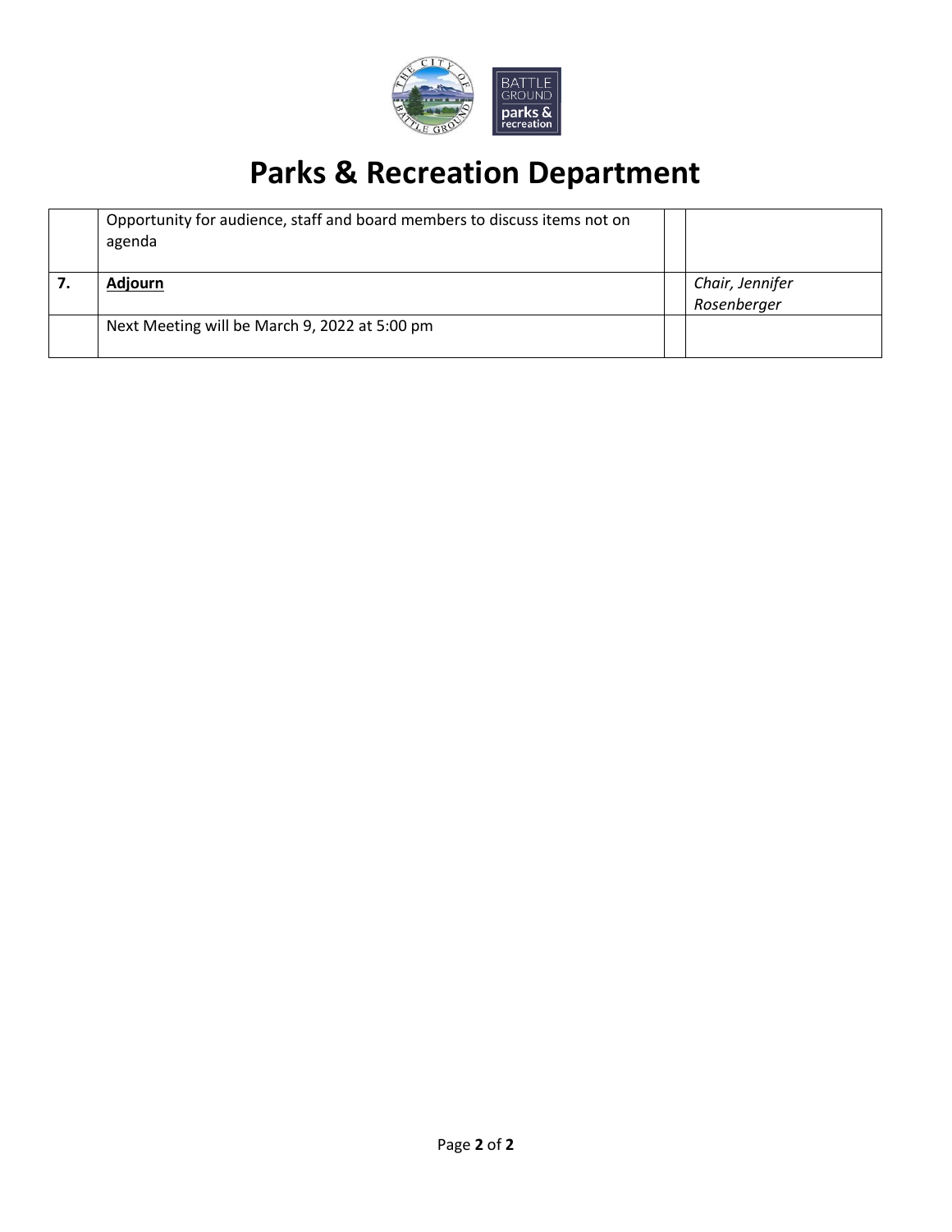# Parks & Recreation Department

| | | | |
|---|---|---|---|
| | Opportunity for audience, staff and board members to discuss items not on agenda | | |
| **7.** | **Adjourn** | | *Chair, Jennifer Rosenberger* |
| | Next Meeting will be March 9, 2022 at 5:00 pm | | |